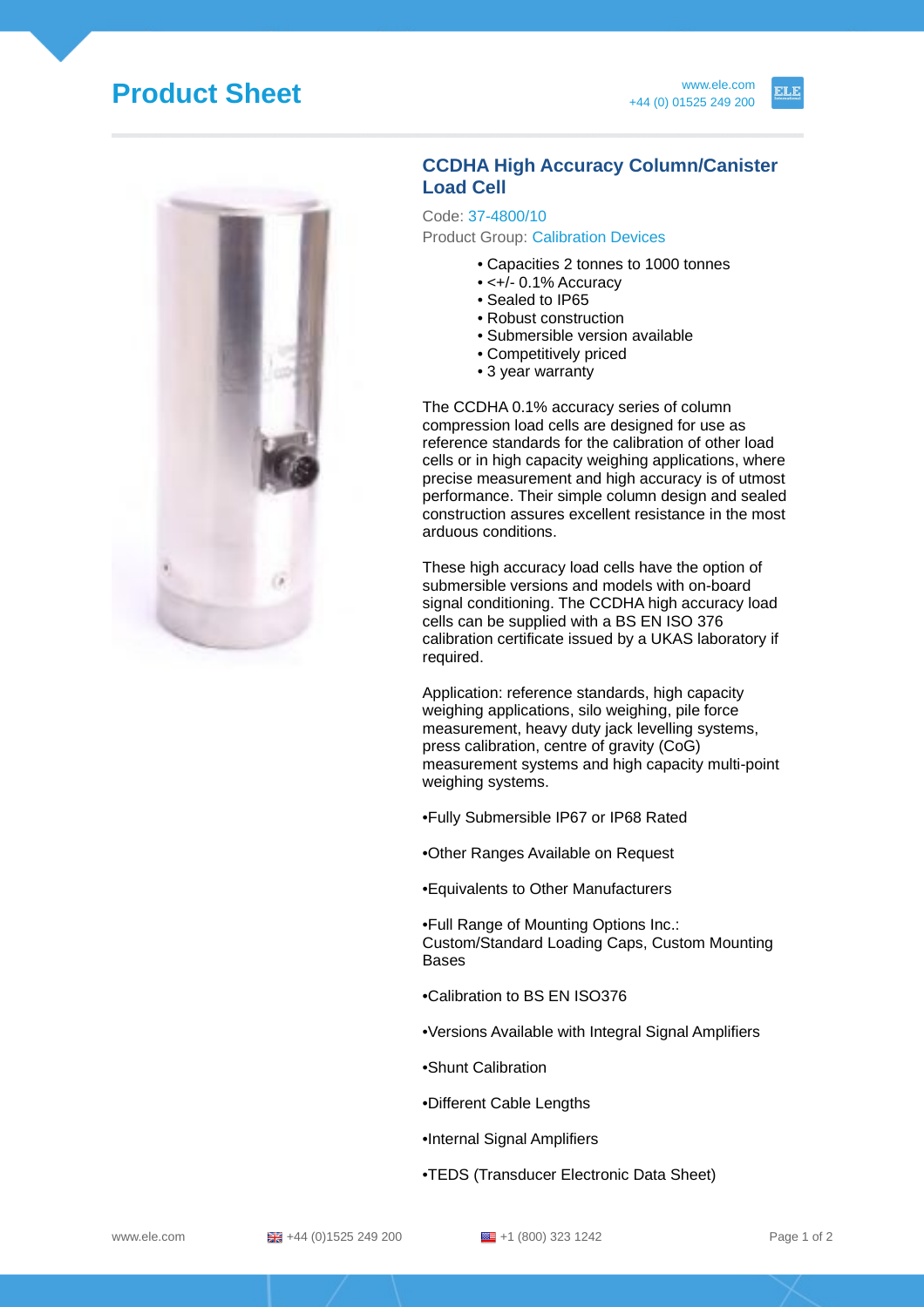# Product Sheet

## CCDHA High Accuracy Column/Canister Load Cell

Code: 37-4800/10

Product Group: Calibration Devices

- Capacities 2 tonnes to 1000 tonnes
- <+/- 0.1% Accuracy
- Sealed to IP65
- Robust construction
- Submersible version available
- Competitively priced
- 3 year warranty

The CCDHA 0.1% accuracy series of column compression load cells are designed for use as reference standards for the calibration of other load cells or in high capacity weighing applications, where precise measurement and high accuracy is of utmost performance. Their simple column design and sealed construction assures excellent resistance in the most arduous conditions.

These high accuracy load cells have the option of submersible versions and models with on-board signal conditioning. The CCDHA high accuracy load cells can be supplied with a BS EN ISO 376 calibration certificate issued by a UKAS laboratory if required.

Application: reference standards, high capacity weighing applications, silo weighing, pile force measurement, heavy duty jack levelling systems, press calibration, centre of gravity (CoG) measurement systems and high capacity multi-point weighing systems.

•Fully Submersible IP67 or IP68 Rated

•Other Ranges Available on Request

•Equivalents to Other Manufacturers

•Full Range of Mounting Options Inc.: Custom/Standard Loading Caps, Custom Mounting Bases

•Calibration to BS EN ISO376

•Versions Available with Integral Signal Amplifiers

•Shunt Calibration

•Different Cable Lengths

•Internal Signal Amplifiers

•TEDS (Transducer Electronic Data Sheet)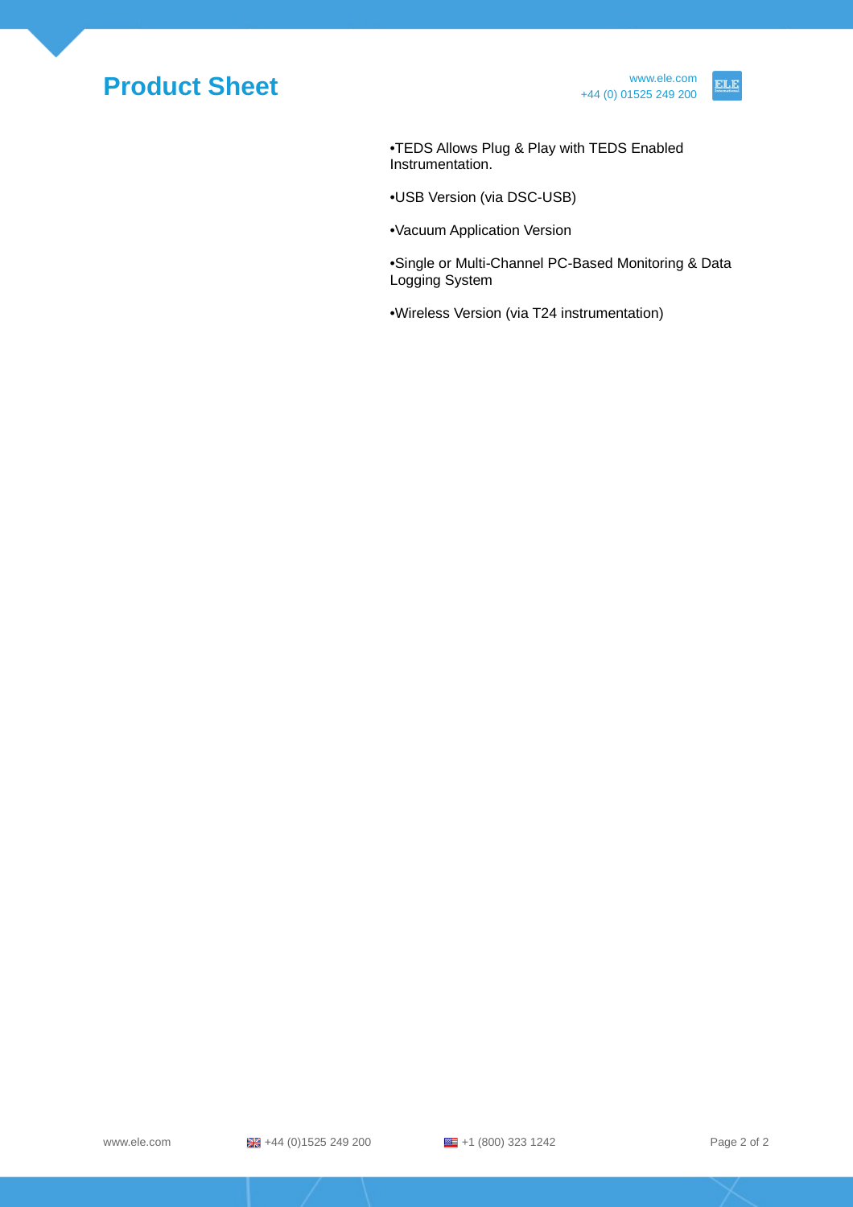•TEDS Allows Plug & Play with TEDS Enabled Instrumentation.

•USB Version (via DSC-USB)

•Vacuum Application Version

•Single or Multi-Channel PC-Based Monitoring & Data Logging System

•Wireless Version (via T24 instrumentation)